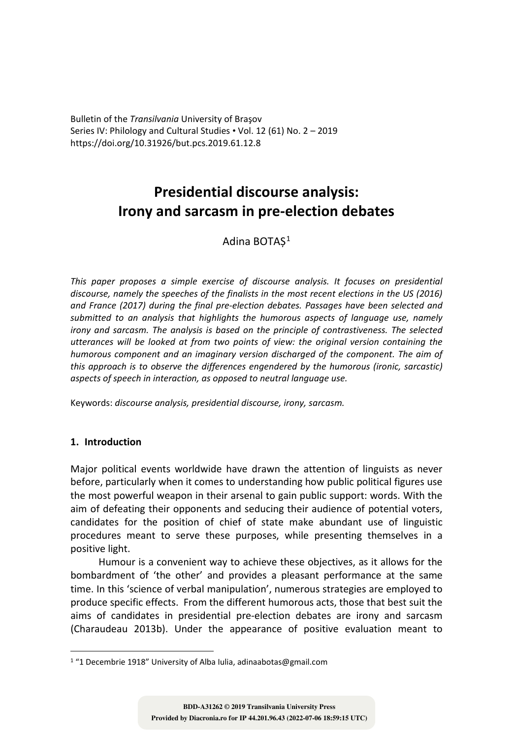Bulletin of the *Transilvania* University of Braşov
Series IV: Philology and Cultural Studies • Vol. 12 (61) No. 2 – 2019
https://doi.org/10.31926/but.pcs.2019.61.12.8

# Presidential discourse analysis: Irony and sarcasm in pre-election debates

Adina BOTAȘ[1]

*This paper proposes a simple exercise of discourse analysis. It focuses on presidential discourse, namely the speeches of the finalists in the most recent elections in the US (2016) and France (2017) during the final pre-election debates. Passages have been selected and submitted to an analysis that highlights the humorous aspects of language use, namely irony and sarcasm. The analysis is based on the principle of contrastiveness. The selected utterances will be looked at from two points of view: the original version containing the humorous component and an imaginary version discharged of the component. The aim of this approach is to observe the differences engendered by the humorous (ironic, sarcastic) aspects of speech in interaction, as opposed to neutral language use.*

Keywords: *discourse analysis, presidential discourse, irony, sarcasm.*

## 1. Introduction

Major political events worldwide have drawn the attention of linguists as never before, particularly when it comes to understanding how public political figures use the most powerful weapon in their arsenal to gain public support: words. With the aim of defeating their opponents and seducing their audience of potential voters, candidates for the position of chief of state make abundant use of linguistic procedures meant to serve these purposes, while presenting themselves in a positive light.

Humour is a convenient way to achieve these objectives, as it allows for the bombardment of 'the other' and provides a pleasant performance at the same time. In this 'science of verbal manipulation', numerous strategies are employed to produce specific effects. From the different humorous acts, those that best suit the aims of candidates in presidential pre-election debates are irony and sarcasm (Charaudeau 2013b). Under the appearance of positive evaluation meant to

[1] "1 Decembrie 1918" University of Alba Iulia, adinaabotas@gmail.com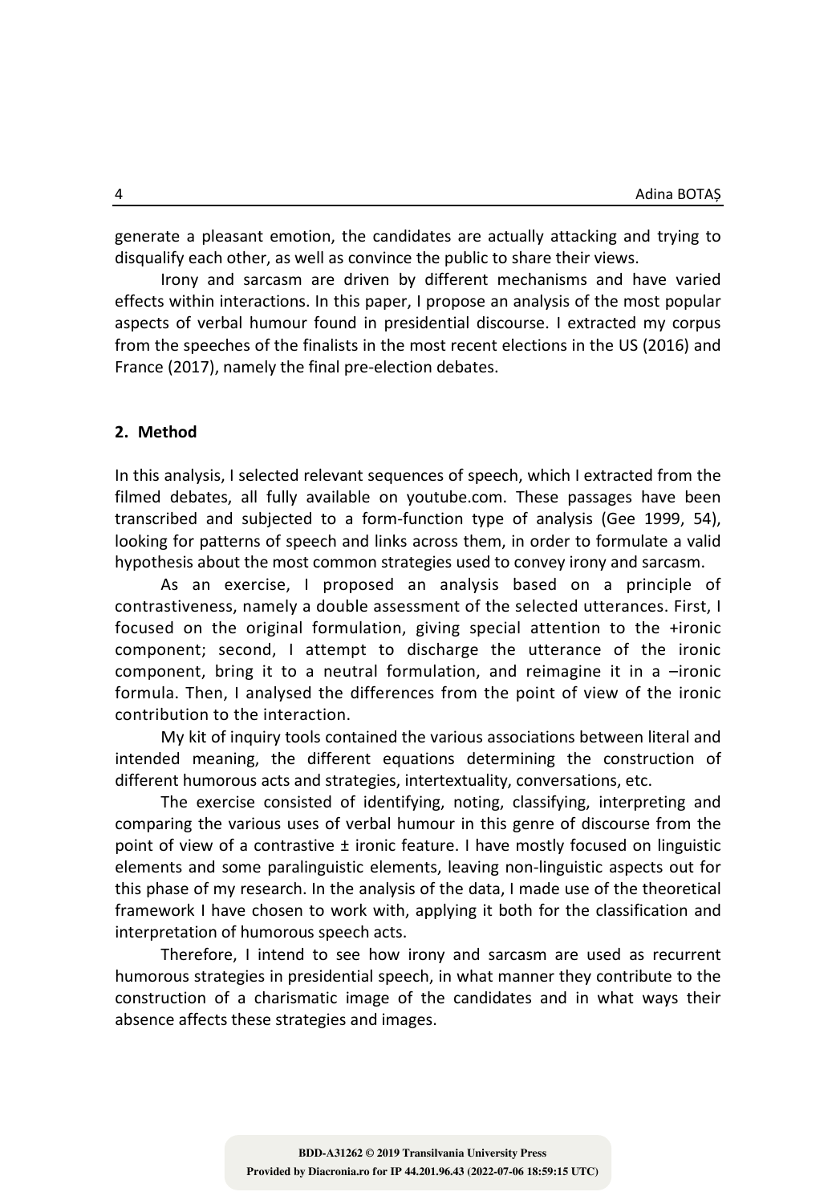generate a pleasant emotion, the candidates are actually attacking and trying to disqualify each other, as well as convince the public to share their views.

Irony and sarcasm are driven by different mechanisms and have varied effects within interactions. In this paper, I propose an analysis of the most popular aspects of verbal humour found in presidential discourse. I extracted my corpus from the speeches of the finalists in the most recent elections in the US (2016) and France (2017), namely the final pre-election debates.

## 2. Method

In this analysis, I selected relevant sequences of speech, which I extracted from the filmed debates, all fully available on youtube.com. These passages have been transcribed and subjected to a form-function type of analysis (Gee 1999, 54), looking for patterns of speech and links across them, in order to formulate a valid hypothesis about the most common strategies used to convey irony and sarcasm.

As an exercise, I proposed an analysis based on a principle of contrastiveness, namely a double assessment of the selected utterances. First, I focused on the original formulation, giving special attention to the +ironic component; second, I attempt to discharge the utterance of the ironic component, bring it to a neutral formulation, and reimagine it in a –ironic formula. Then, I analysed the differences from the point of view of the ironic contribution to the interaction.

My kit of inquiry tools contained the various associations between literal and intended meaning, the different equations determining the construction of different humorous acts and strategies, intertextuality, conversations, etc.

The exercise consisted of identifying, noting, classifying, interpreting and comparing the various uses of verbal humour in this genre of discourse from the point of view of a contrastive ± ironic feature. I have mostly focused on linguistic elements and some paralinguistic elements, leaving non-linguistic aspects out for this phase of my research. In the analysis of the data, I made use of the theoretical framework I have chosen to work with, applying it both for the classification and interpretation of humorous speech acts.

Therefore, I intend to see how irony and sarcasm are used as recurrent humorous strategies in presidential speech, in what manner they contribute to the construction of a charismatic image of the candidates and in what ways their absence affects these strategies and images.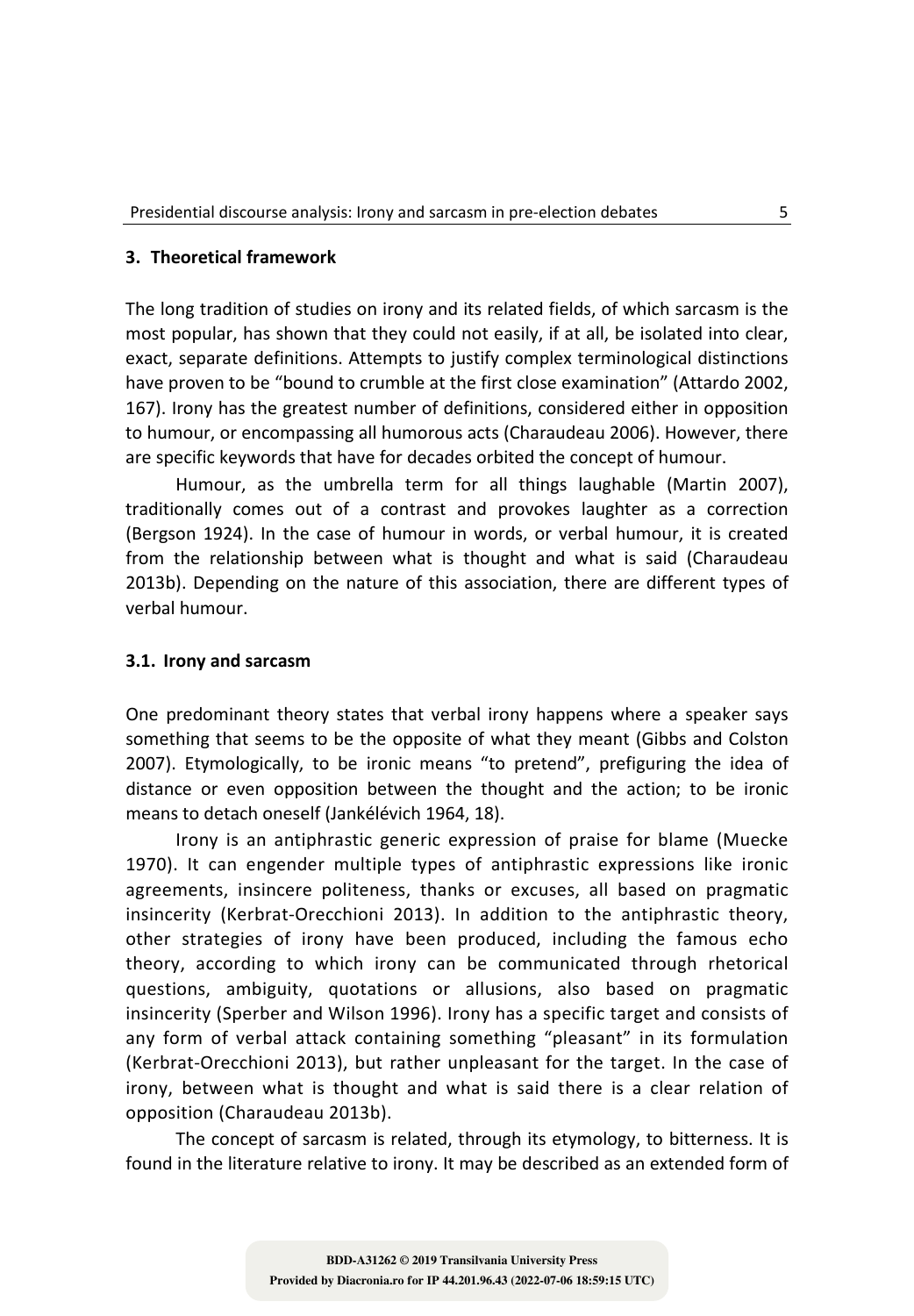## 3. Theoretical framework

The long tradition of studies on irony and its related fields, of which sarcasm is the most popular, has shown that they could not easily, if at all, be isolated into clear, exact, separate definitions. Attempts to justify complex terminological distinctions have proven to be "bound to crumble at the first close examination" (Attardo 2002, 167). Irony has the greatest number of definitions, considered either in opposition to humour, or encompassing all humorous acts (Charaudeau 2006). However, there are specific keywords that have for decades orbited the concept of humour.

Humour, as the umbrella term for all things laughable (Martin 2007), traditionally comes out of a contrast and provokes laughter as a correction (Bergson 1924). In the case of humour in words, or verbal humour, it is created from the relationship between what is thought and what is said (Charaudeau 2013b). Depending on the nature of this association, there are different types of verbal humour.

### 3.1. Irony and sarcasm

One predominant theory states that verbal irony happens where a speaker says something that seems to be the opposite of what they meant (Gibbs and Colston 2007). Etymologically, to be ironic means "to pretend", prefiguring the idea of distance or even opposition between the thought and the action; to be ironic means to detach oneself (Jankélévich 1964, 18).

Irony is an antiphrastic generic expression of praise for blame (Muecke 1970). It can engender multiple types of antiphrastic expressions like ironic agreements, insincere politeness, thanks or excuses, all based on pragmatic insincerity (Kerbrat-Orecchioni 2013). In addition to the antiphrastic theory, other strategies of irony have been produced, including the famous echo theory, according to which irony can be communicated through rhetorical questions, ambiguity, quotations or allusions, also based on pragmatic insincerity (Sperber and Wilson 1996). Irony has a specific target and consists of any form of verbal attack containing something "pleasant" in its formulation (Kerbrat-Orecchioni 2013), but rather unpleasant for the target. In the case of irony, between what is thought and what is said there is a clear relation of opposition (Charaudeau 2013b).

The concept of sarcasm is related, through its etymology, to bitterness. It is found in the literature relative to irony. It may be described as an extended form of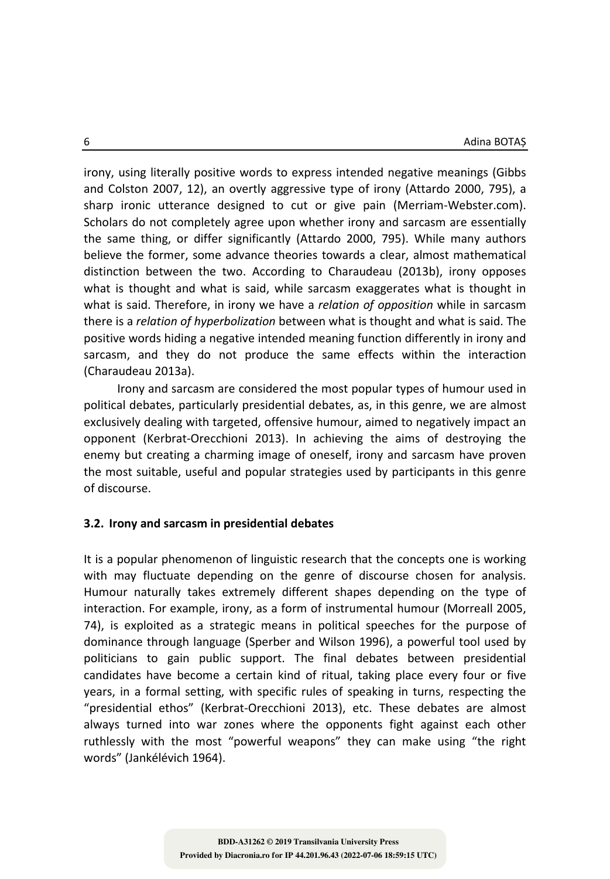irony, using literally positive words to express intended negative meanings (Gibbs and Colston 2007, 12), an overtly aggressive type of irony (Attardo 2000, 795), a sharp ironic utterance designed to cut or give pain (Merriam-Webster.com). Scholars do not completely agree upon whether irony and sarcasm are essentially the same thing, or differ significantly (Attardo 2000, 795). While many authors believe the former, some advance theories towards a clear, almost mathematical distinction between the two. According to Charaudeau (2013b), irony opposes what is thought and what is said, while sarcasm exaggerates what is thought in what is said. Therefore, in irony we have a *relation of opposition* while in sarcasm there is a *relation of hyperbolization* between what is thought and what is said. The positive words hiding a negative intended meaning function differently in irony and sarcasm, and they do not produce the same effects within the interaction (Charaudeau 2013a).

Irony and sarcasm are considered the most popular types of humour used in political debates, particularly presidential debates, as, in this genre, we are almost exclusively dealing with targeted, offensive humour, aimed to negatively impact an opponent (Kerbrat-Orecchioni 2013). In achieving the aims of destroying the enemy but creating a charming image of oneself, irony and sarcasm have proven the most suitable, useful and popular strategies used by participants in this genre of discourse.

### 3.2. Irony and sarcasm in presidential debates

It is a popular phenomenon of linguistic research that the concepts one is working with may fluctuate depending on the genre of discourse chosen for analysis. Humour naturally takes extremely different shapes depending on the type of interaction. For example, irony, as a form of instrumental humour (Morreall 2005, 74), is exploited as a strategic means in political speeches for the purpose of dominance through language (Sperber and Wilson 1996), a powerful tool used by politicians to gain public support. The final debates between presidential candidates have become a certain kind of ritual, taking place every four or five years, in a formal setting, with specific rules of speaking in turns, respecting the "presidential ethos" (Kerbrat-Orecchioni 2013), etc. These debates are almost always turned into war zones where the opponents fight against each other ruthlessly with the most "powerful weapons" they can make using "the right words" (Jankélévich 1964).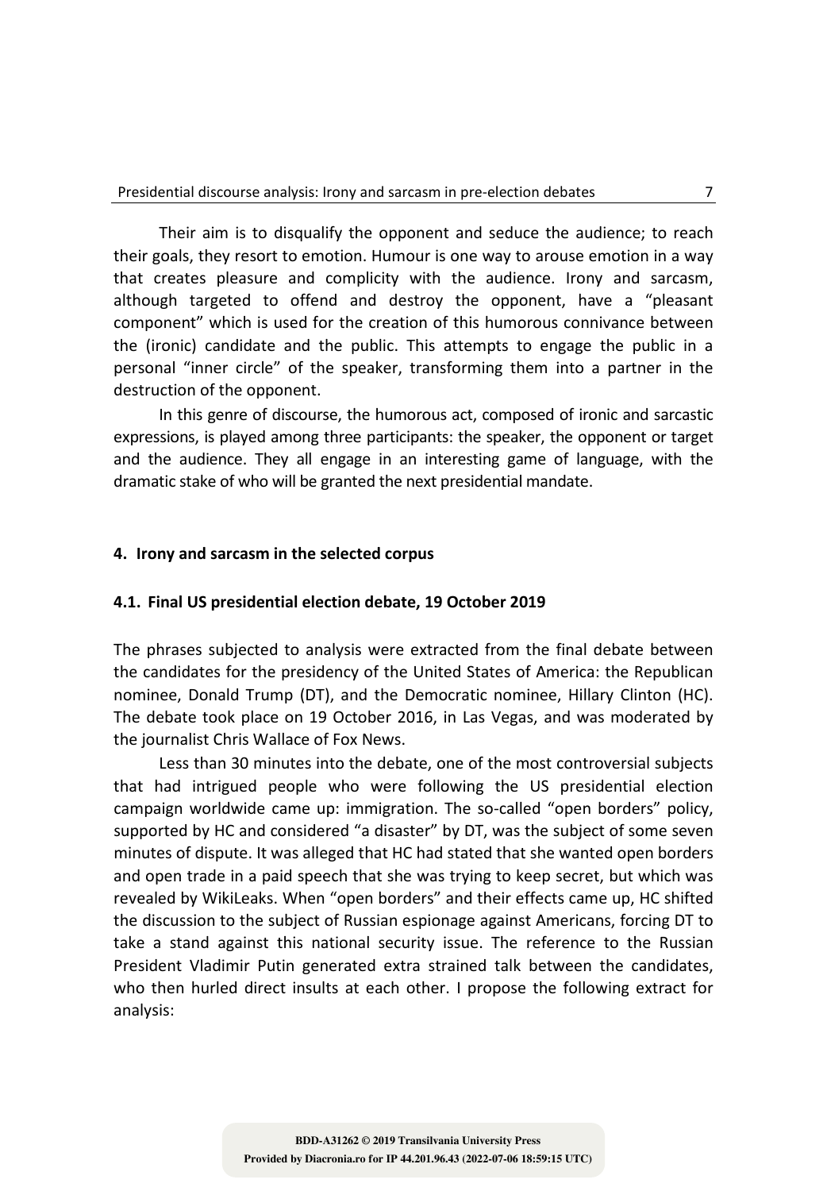Their aim is to disqualify the opponent and seduce the audience; to reach their goals, they resort to emotion. Humour is one way to arouse emotion in a way that creates pleasure and complicity with the audience. Irony and sarcasm, although targeted to offend and destroy the opponent, have a "pleasant component" which is used for the creation of this humorous connivance between the (ironic) candidate and the public. This attempts to engage the public in a personal "inner circle" of the speaker, transforming them into a partner in the destruction of the opponent.

In this genre of discourse, the humorous act, composed of ironic and sarcastic expressions, is played among three participants: the speaker, the opponent or target and the audience. They all engage in an interesting game of language, with the dramatic stake of who will be granted the next presidential mandate.

## 4. Irony and sarcasm in the selected corpus

### 4.1. Final US presidential election debate, 19 October 2019

The phrases subjected to analysis were extracted from the final debate between the candidates for the presidency of the United States of America: the Republican nominee, Donald Trump (DT), and the Democratic nominee, Hillary Clinton (HC). The debate took place on 19 October 2016, in Las Vegas, and was moderated by the journalist Chris Wallace of Fox News.

Less than 30 minutes into the debate, one of the most controversial subjects that had intrigued people who were following the US presidential election campaign worldwide came up: immigration. The so-called "open borders" policy, supported by HC and considered "a disaster" by DT, was the subject of some seven minutes of dispute. It was alleged that HC had stated that she wanted open borders and open trade in a paid speech that she was trying to keep secret, but which was revealed by WikiLeaks. When "open borders" and their effects came up, HC shifted the discussion to the subject of Russian espionage against Americans, forcing DT to take a stand against this national security issue. The reference to the Russian President Vladimir Putin generated extra strained talk between the candidates, who then hurled direct insults at each other. I propose the following extract for analysis: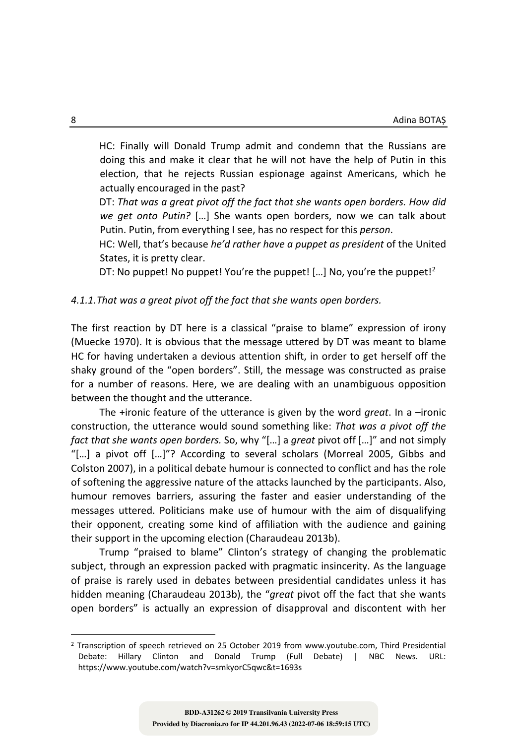HC: Finally will Donald Trump admit and condemn that the Russians are doing this and make it clear that he will not have the help of Putin in this election, that he rejects Russian espionage against Americans, which he actually encouraged in the past?

DT: *That was a great pivot off the fact that she wants open borders. How did we get onto Putin?* […] She wants open borders, now we can talk about Putin. Putin, from everything I see, has no respect for this *person*.

HC: Well, that's because *he'd rather have a puppet as president* of the United States, it is pretty clear.

DT: No puppet! No puppet! You're the puppet! […] No, you're the puppet![2]

*4.1.1. That was a great pivot off the fact that she wants open borders.*

The first reaction by DT here is a classical "praise to blame" expression of irony (Muecke 1970). It is obvious that the message uttered by DT was meant to blame HC for having undertaken a devious attention shift, in order to get herself off the shaky ground of the "open borders". Still, the message was constructed as praise for a number of reasons. Here, we are dealing with an unambiguous opposition between the thought and the utterance.

The +ironic feature of the utterance is given by the word *great*. In a –ironic construction, the utterance would sound something like: *That was a pivot off the fact that she wants open borders.* So, why "[…] a *great* pivot off […]" and not simply "[…] a pivot off […]"? According to several scholars (Morreal 2005, Gibbs and Colston 2007), in a political debate humour is connected to conflict and has the role of softening the aggressive nature of the attacks launched by the participants. Also, humour removes barriers, assuring the faster and easier understanding of the messages uttered. Politicians make use of humour with the aim of disqualifying their opponent, creating some kind of affiliation with the audience and gaining their support in the upcoming election (Charaudeau 2013b).

Trump "praised to blame" Clinton's strategy of changing the problematic subject, through an expression packed with pragmatic insincerity. As the language of praise is rarely used in debates between presidential candidates unless it has hidden meaning (Charaudeau 2013b), the "*great* pivot off the fact that she wants open borders" is actually an expression of disapproval and discontent with her

[2] Transcription of speech retrieved on 25 October 2019 from www.youtube.com, Third Presidential Debate: Hillary Clinton and Donald Trump (Full Debate) | NBC News. URL: https://www.youtube.com/watch?v=smkyorC5qwc&t=1693s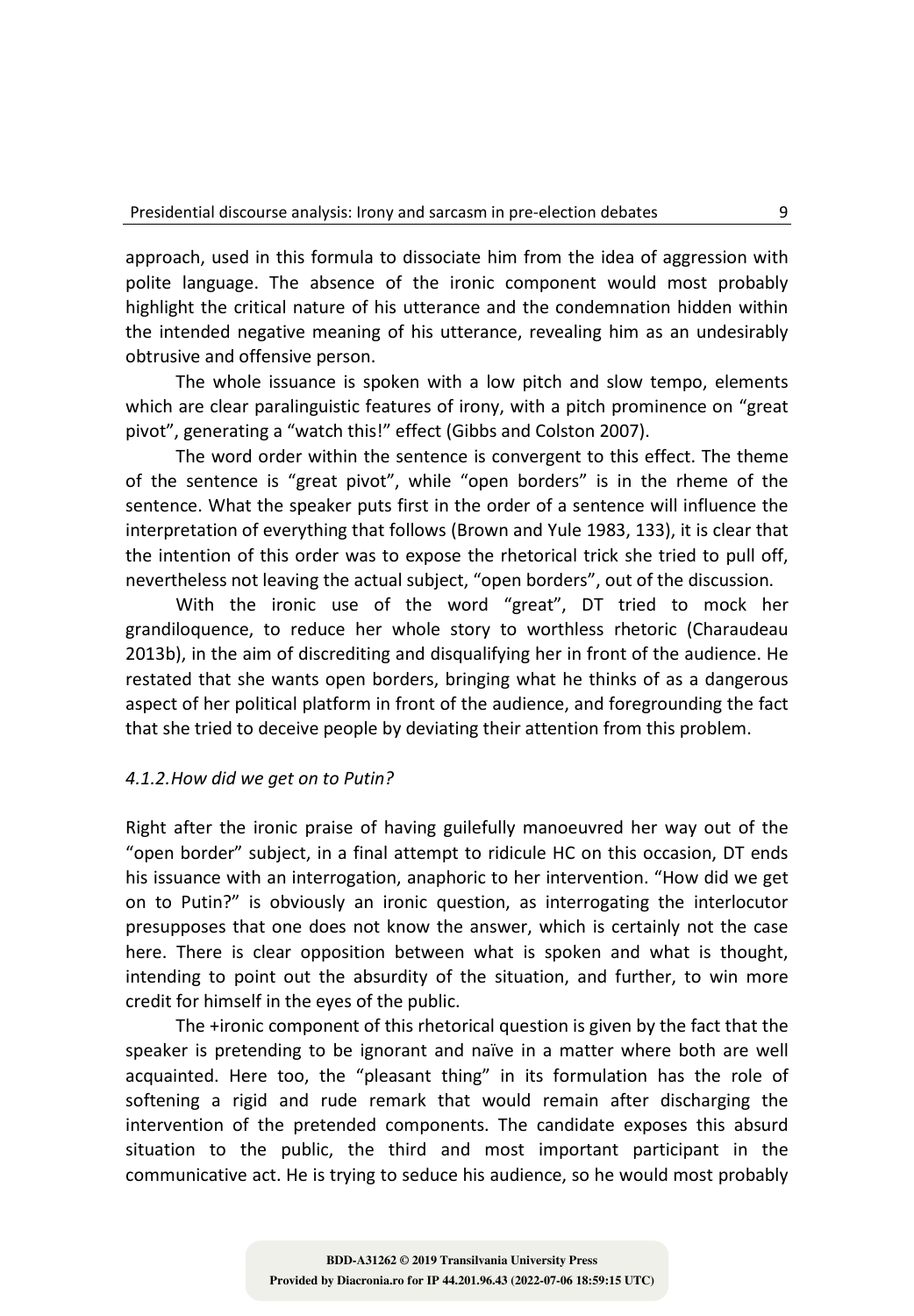approach, used in this formula to dissociate him from the idea of aggression with polite language. The absence of the ironic component would most probably highlight the critical nature of his utterance and the condemnation hidden within the intended negative meaning of his utterance, revealing him as an undesirably obtrusive and offensive person.

The whole issuance is spoken with a low pitch and slow tempo, elements which are clear paralinguistic features of irony, with a pitch prominence on "great pivot", generating a "watch this!" effect (Gibbs and Colston 2007).

The word order within the sentence is convergent to this effect. The theme of the sentence is "great pivot", while "open borders" is in the rheme of the sentence. What the speaker puts first in the order of a sentence will influence the interpretation of everything that follows (Brown and Yule 1983, 133), it is clear that the intention of this order was to expose the rhetorical trick she tried to pull off, nevertheless not leaving the actual subject, "open borders", out of the discussion.

With the ironic use of the word "great", DT tried to mock her grandiloquence, to reduce her whole story to worthless rhetoric (Charaudeau 2013b), in the aim of discrediting and disqualifying her in front of the audience. He restated that she wants open borders, bringing what he thinks of as a dangerous aspect of her political platform in front of the audience, and foregrounding the fact that she tried to deceive people by deviating their attention from this problem.

### *4.1.2. How did we get on to Putin?*

Right after the ironic praise of having guilefully manoeuvred her way out of the "open border" subject, in a final attempt to ridicule HC on this occasion, DT ends his issuance with an interrogation, anaphoric to her intervention. "How did we get on to Putin?" is obviously an ironic question, as interrogating the interlocutor presupposes that one does not know the answer, which is certainly not the case here. There is clear opposition between what is spoken and what is thought, intending to point out the absurdity of the situation, and further, to win more credit for himself in the eyes of the public.

The +ironic component of this rhetorical question is given by the fact that the speaker is pretending to be ignorant and naïve in a matter where both are well acquainted. Here too, the "pleasant thing" in its formulation has the role of softening a rigid and rude remark that would remain after discharging the intervention of the pretended components. The candidate exposes this absurd situation to the public, the third and most important participant in the communicative act. He is trying to seduce his audience, so he would most probably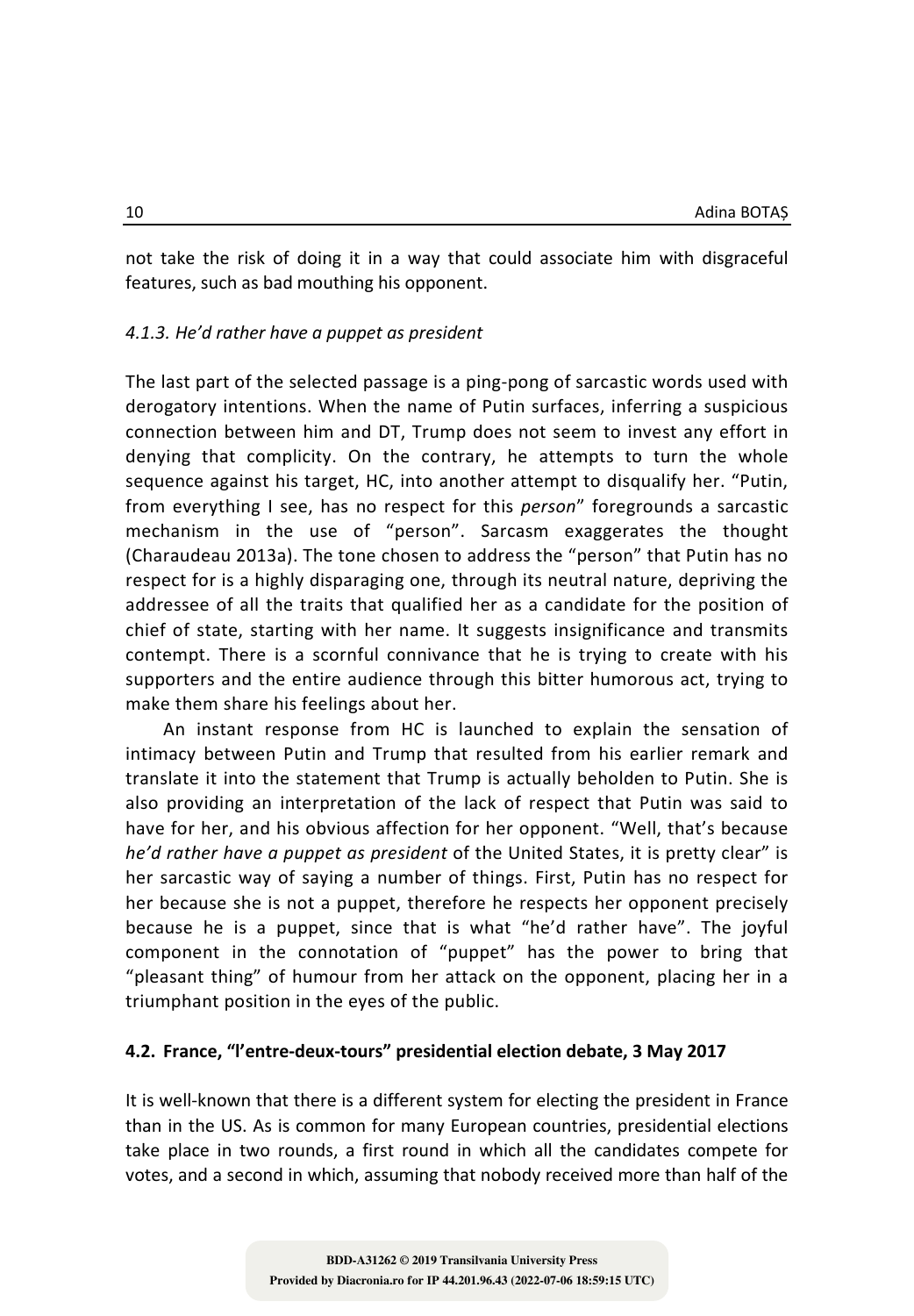not take the risk of doing it in a way that could associate him with disgraceful features, such as bad mouthing his opponent.

#### *4.1.3. He'd rather have a puppet as president*

The last part of the selected passage is a ping-pong of sarcastic words used with derogatory intentions. When the name of Putin surfaces, inferring a suspicious connection between him and DT, Trump does not seem to invest any effort in denying that complicity. On the contrary, he attempts to turn the whole sequence against his target, HC, into another attempt to disqualify her. "Putin, from everything I see, has no respect for this *person*" foregrounds a sarcastic mechanism in the use of "person". Sarcasm exaggerates the thought (Charaudeau 2013a). The tone chosen to address the "person" that Putin has no respect for is a highly disparaging one, through its neutral nature, depriving the addressee of all the traits that qualified her as a candidate for the position of chief of state, starting with her name. It suggests insignificance and transmits contempt. There is a scornful connivance that he is trying to create with his supporters and the entire audience through this bitter humorous act, trying to make them share his feelings about her.

An instant response from HC is launched to explain the sensation of intimacy between Putin and Trump that resulted from his earlier remark and translate it into the statement that Trump is actually beholden to Putin. She is also providing an interpretation of the lack of respect that Putin was said to have for her, and his obvious affection for her opponent. "Well, that's because *he'd rather have a puppet as president* of the United States, it is pretty clear" is her sarcastic way of saying a number of things. First, Putin has no respect for her because she is not a puppet, therefore he respects her opponent precisely because he is a puppet, since that is what "he'd rather have". The joyful component in the connotation of "puppet" has the power to bring that "pleasant thing" of humour from her attack on the opponent, placing her in a triumphant position in the eyes of the public.

### **4.2. France, "l'entre-deux-tours" presidential election debate, 3 May 2017**

It is well-known that there is a different system for electing the president in France than in the US. As is common for many European countries, presidential elections take place in two rounds, a first round in which all the candidates compete for votes, and a second in which, assuming that nobody received more than half of the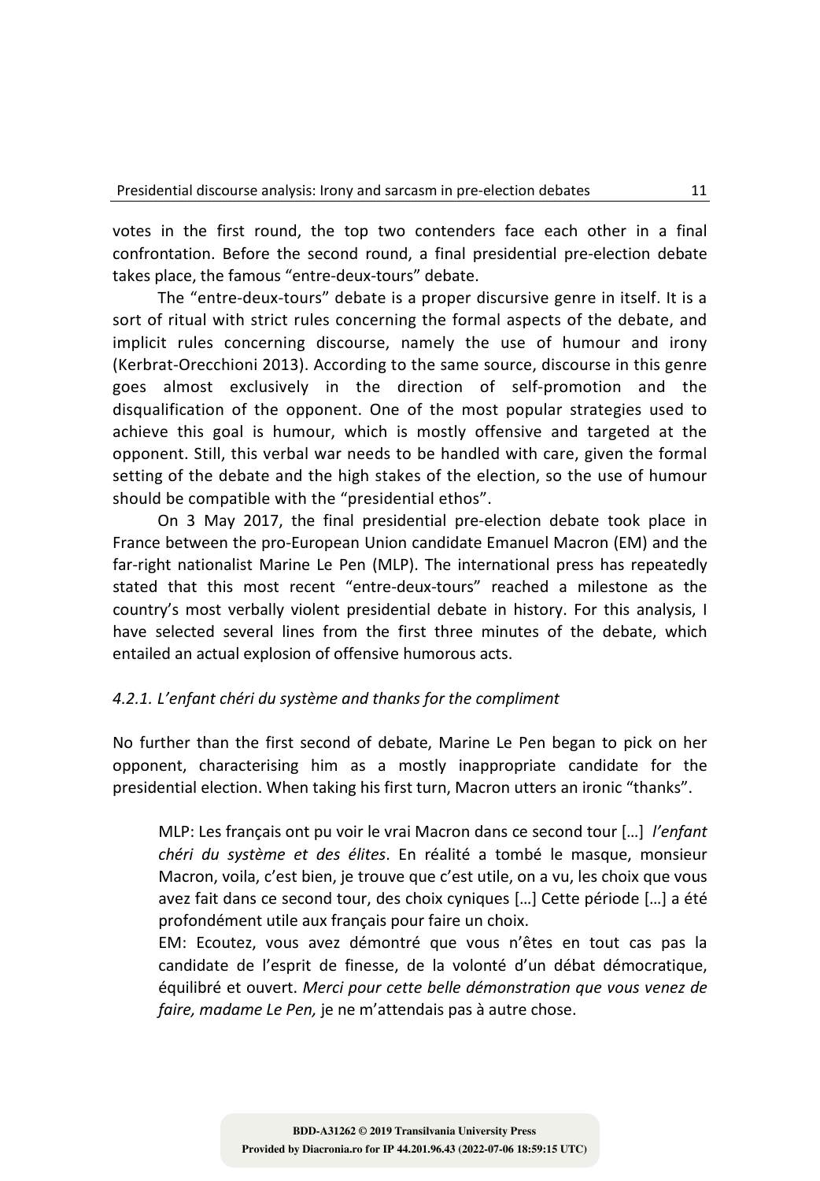votes in the first round, the top two contenders face each other in a final confrontation. Before the second round, a final presidential pre-election debate takes place, the famous "entre-deux-tours" debate.

The "entre-deux-tours" debate is a proper discursive genre in itself. It is a sort of ritual with strict rules concerning the formal aspects of the debate, and implicit rules concerning discourse, namely the use of humour and irony (Kerbrat-Orecchioni 2013). According to the same source, discourse in this genre goes almost exclusively in the direction of self-promotion and the disqualification of the opponent. One of the most popular strategies used to achieve this goal is humour, which is mostly offensive and targeted at the opponent. Still, this verbal war needs to be handled with care, given the formal setting of the debate and the high stakes of the election, so the use of humour should be compatible with the "presidential ethos".

On 3 May 2017, the final presidential pre-election debate took place in France between the pro-European Union candidate Emanuel Macron (EM) and the far-right nationalist Marine Le Pen (MLP). The international press has repeatedly stated that this most recent "entre-deux-tours" reached a milestone as the country's most verbally violent presidential debate in history. For this analysis, I have selected several lines from the first three minutes of the debate, which entailed an actual explosion of offensive humorous acts.

#### *4.2.1. L'enfant chéri du système and thanks for the compliment*

No further than the first second of debate, Marine Le Pen began to pick on her opponent, characterising him as a mostly inappropriate candidate for the presidential election. When taking his first turn, Macron utters an ironic "thanks".

> MLP: Les français ont pu voir le vrai Macron dans ce second tour […] *l'enfant chéri du système et des élites*. En réalité a tombé le masque, monsieur Macron, voila, c'est bien, je trouve que c'est utile, on a vu, les choix que vous avez fait dans ce second tour, des choix cyniques […] Cette période […] a été profondément utile aux français pour faire un choix.
>
> EM: Ecoutez, vous avez démontré que vous n'êtes en tout cas pas la candidate de l'esprit de finesse, de la volonté d'un débat démocratique, équilibré et ouvert. *Merci pour cette belle démonstration que vous venez de faire, madame Le Pen,* je ne m'attendais pas à autre chose.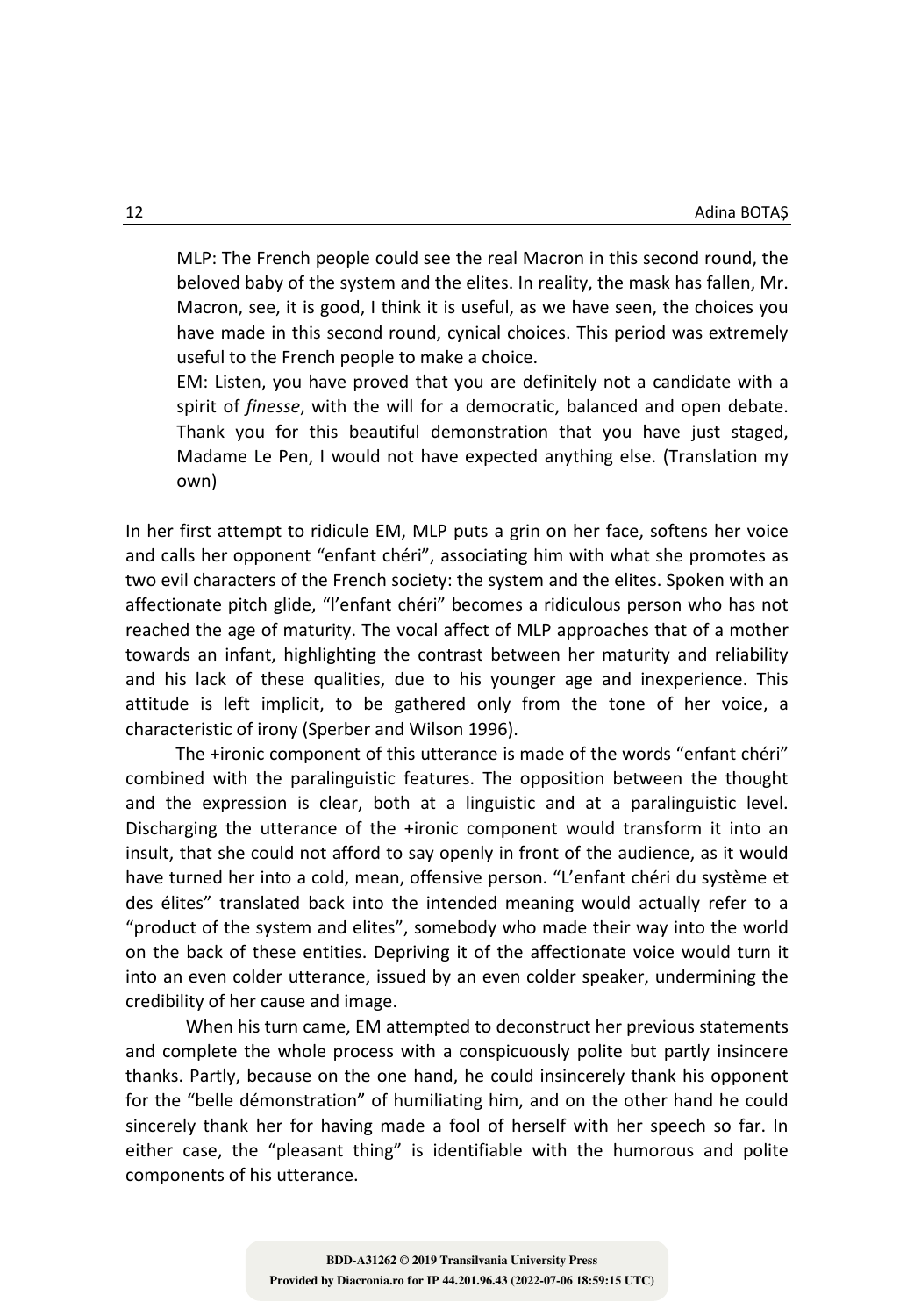> MLP: The French people could see the real Macron in this second round, the beloved baby of the system and the elites. In reality, the mask has fallen, Mr. Macron, see, it is good, I think it is useful, as we have seen, the choices you have made in this second round, cynical choices. This period was extremely useful to the French people to make a choice.
>
> EM: Listen, you have proved that you are definitely not a candidate with a spirit of *finesse*, with the will for a democratic, balanced and open debate. Thank you for this beautiful demonstration that you have just staged, Madame Le Pen, I would not have expected anything else. (Translation my own)

In her first attempt to ridicule EM, MLP puts a grin on her face, softens her voice and calls her opponent "enfant chéri", associating him with what she promotes as two evil characters of the French society: the system and the elites. Spoken with an affectionate pitch glide, "l'enfant chéri" becomes a ridiculous person who has not reached the age of maturity. The vocal affect of MLP approaches that of a mother towards an infant, highlighting the contrast between her maturity and reliability and his lack of these qualities, due to his younger age and inexperience. This attitude is left implicit, to be gathered only from the tone of her voice, a characteristic of irony (Sperber and Wilson 1996).

The +ironic component of this utterance is made of the words "enfant chéri" combined with the paralinguistic features. The opposition between the thought and the expression is clear, both at a linguistic and at a paralinguistic level. Discharging the utterance of the +ironic component would transform it into an insult, that she could not afford to say openly in front of the audience, as it would have turned her into a cold, mean, offensive person. "L'enfant chéri du système et des élites" translated back into the intended meaning would actually refer to a "product of the system and elites", somebody who made their way into the world on the back of these entities. Depriving it of the affectionate voice would turn it into an even colder utterance, issued by an even colder speaker, undermining the credibility of her cause and image.

When his turn came, EM attempted to deconstruct her previous statements and complete the whole process with a conspicuously polite but partly insincere thanks. Partly, because on the one hand, he could insincerely thank his opponent for the "belle démonstration" of humiliating him, and on the other hand he could sincerely thank her for having made a fool of herself with her speech so far. In either case, the "pleasant thing" is identifiable with the humorous and polite components of his utterance.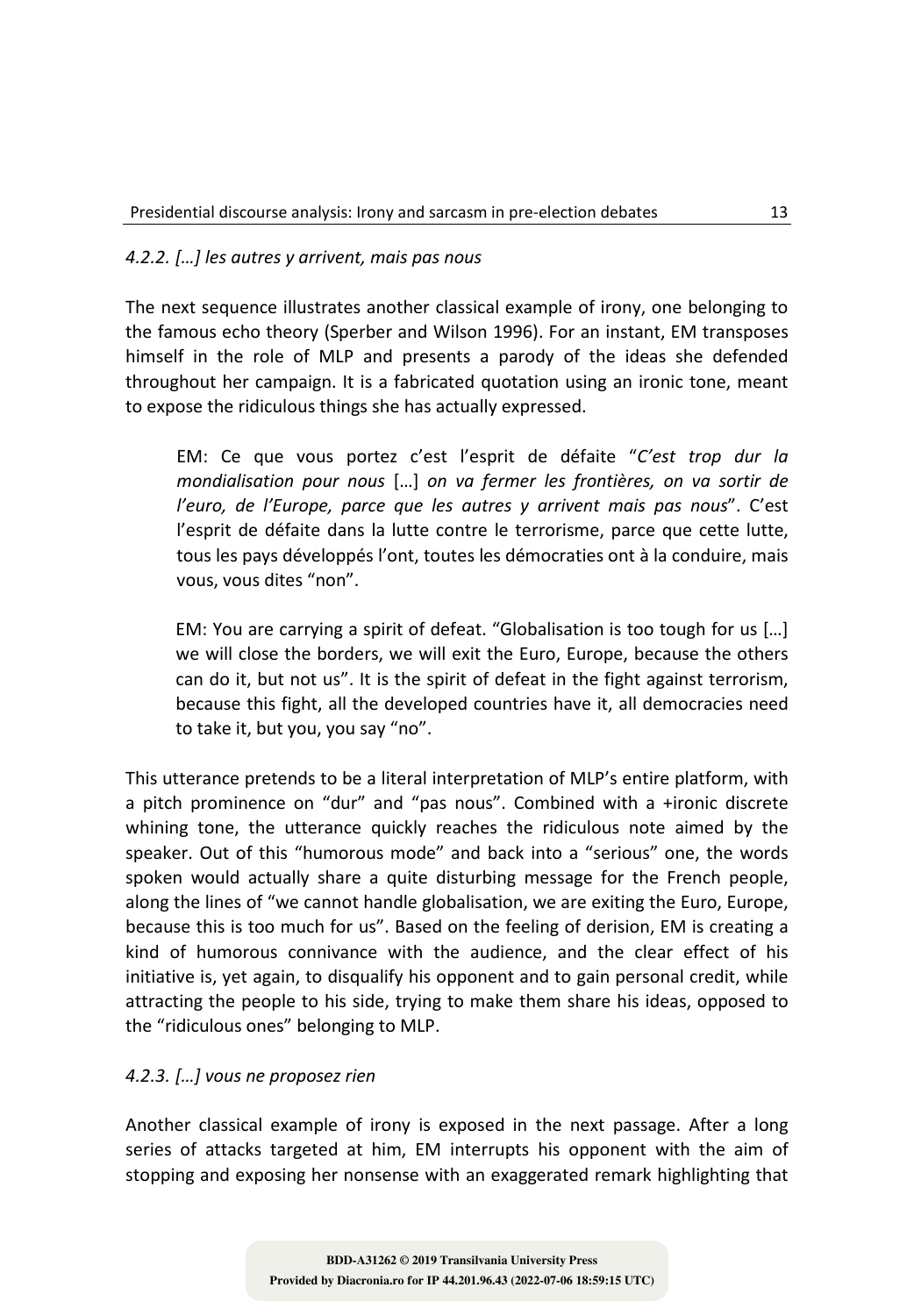### *4.2.2. […] les autres y arrivent, mais pas nous*

The next sequence illustrates another classical example of irony, one belonging to the famous echo theory (Sperber and Wilson 1996). For an instant, EM transposes himself in the role of MLP and presents a parody of the ideas she defended throughout her campaign. It is a fabricated quotation using an ironic tone, meant to expose the ridiculous things she has actually expressed.

> EM: Ce que vous portez c'est l'esprit de défaite "*C'est trop dur la mondialisation pour nous* […] *on va fermer les frontières, on va sortir de l'euro, de l'Europe, parce que les autres y arrivent mais pas nous*". C'est l'esprit de défaite dans la lutte contre le terrorisme, parce que cette lutte, tous les pays développés l'ont, toutes les démocraties ont à la conduire, mais vous, vous dites "non".

> EM: You are carrying a spirit of defeat. "Globalisation is too tough for us […] we will close the borders, we will exit the Euro, Europe, because the others can do it, but not us". It is the spirit of defeat in the fight against terrorism, because this fight, all the developed countries have it, all democracies need to take it, but you, you say "no".

This utterance pretends to be a literal interpretation of MLP's entire platform, with a pitch prominence on "dur" and "pas nous". Combined with a +ironic discrete whining tone, the utterance quickly reaches the ridiculous note aimed by the speaker. Out of this "humorous mode" and back into a "serious" one, the words spoken would actually share a quite disturbing message for the French people, along the lines of "we cannot handle globalisation, we are exiting the Euro, Europe, because this is too much for us". Based on the feeling of derision, EM is creating a kind of humorous connivance with the audience, and the clear effect of his initiative is, yet again, to disqualify his opponent and to gain personal credit, while attracting the people to his side, trying to make them share his ideas, opposed to the "ridiculous ones" belonging to MLP.

### *4.2.3. […] vous ne proposez rien*

Another classical example of irony is exposed in the next passage. After a long series of attacks targeted at him, EM interrupts his opponent with the aim of stopping and exposing her nonsense with an exaggerated remark highlighting that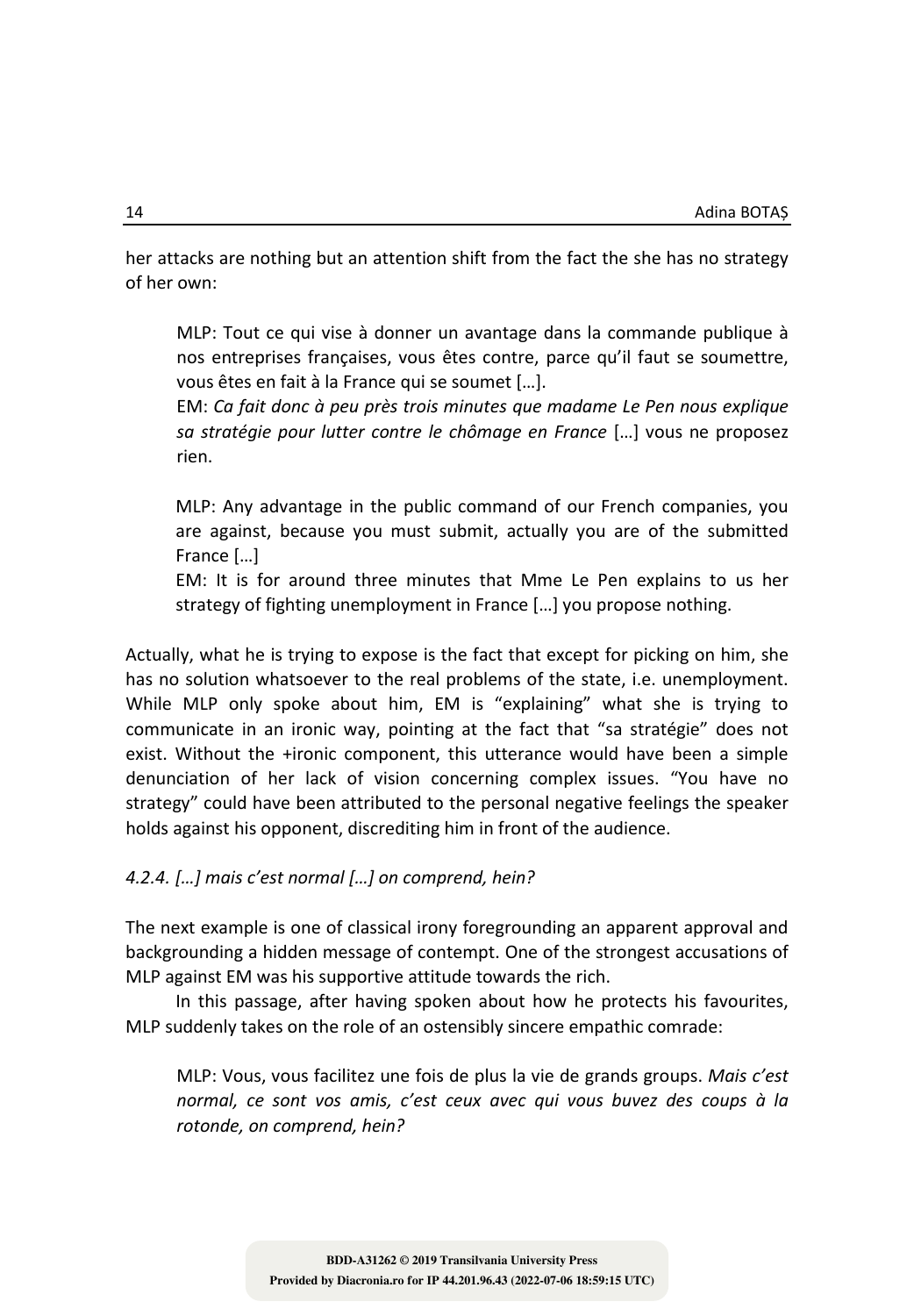her attacks are nothing but an attention shift from the fact the she has no strategy of her own:

> MLP: Tout ce qui vise à donner un avantage dans la commande publique à nos entreprises françaises, vous êtes contre, parce qu'il faut se soumettre, vous êtes en fait à la France qui se soumet […].
>
> EM: *Ca fait donc à peu près trois minutes que madame Le Pen nous explique sa stratégie pour lutter contre le chômage en France* […] vous ne proposez rien.
>
> MLP: Any advantage in the public command of our French companies, you are against, because you must submit, actually you are of the submitted France […]
>
> EM: It is for around three minutes that Mme Le Pen explains to us her strategy of fighting unemployment in France […] you propose nothing.

Actually, what he is trying to expose is the fact that except for picking on him, she has no solution whatsoever to the real problems of the state, i.e. unemployment. While MLP only spoke about him, EM is "explaining" what she is trying to communicate in an ironic way, pointing at the fact that "sa stratégie" does not exist. Without the +ironic component, this utterance would have been a simple denunciation of her lack of vision concerning complex issues. "You have no strategy" could have been attributed to the personal negative feelings the speaker holds against his opponent, discrediting him in front of the audience.

### *4.2.4. […] mais c'est normal […] on comprend, hein?*

The next example is one of classical irony foregrounding an apparent approval and backgrounding a hidden message of contempt. One of the strongest accusations of MLP against EM was his supportive attitude towards the rich.

In this passage, after having spoken about how he protects his favourites, MLP suddenly takes on the role of an ostensibly sincere empathic comrade:

> MLP: Vous, vous facilitez une fois de plus la vie de grands groups. *Mais c'est normal, ce sont vos amis, c'est ceux avec qui vous buvez des coups à la rotonde, on comprend, hein?*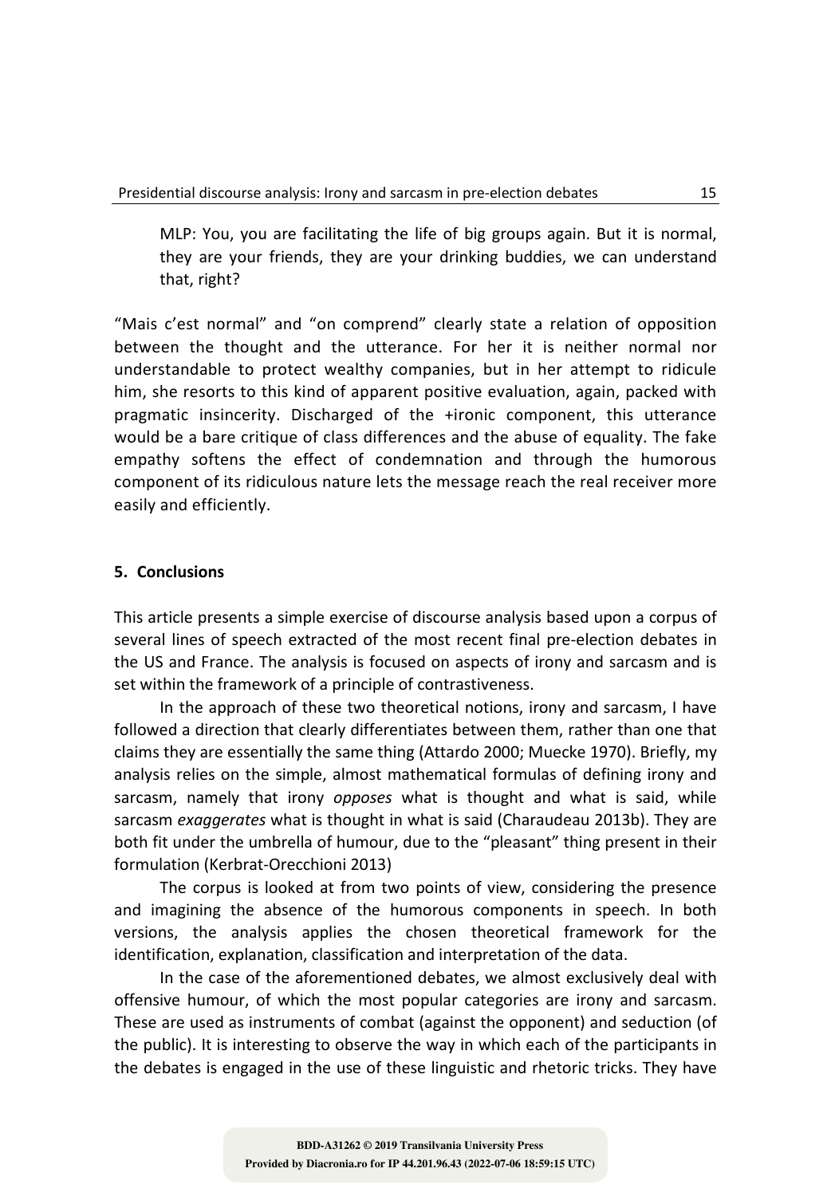MLP: You, you are facilitating the life of big groups again. But it is normal, they are your friends, they are your drinking buddies, we can understand that, right?

"Mais c'est normal" and "on comprend" clearly state a relation of opposition between the thought and the utterance. For her it is neither normal nor understandable to protect wealthy companies, but in her attempt to ridicule him, she resorts to this kind of apparent positive evaluation, again, packed with pragmatic insincerity. Discharged of the +ironic component, this utterance would be a bare critique of class differences and the abuse of equality. The fake empathy softens the effect of condemnation and through the humorous component of its ridiculous nature lets the message reach the real receiver more easily and efficiently.

## 5. Conclusions

This article presents a simple exercise of discourse analysis based upon a corpus of several lines of speech extracted of the most recent final pre-election debates in the US and France. The analysis is focused on aspects of irony and sarcasm and is set within the framework of a principle of contrastiveness.

In the approach of these two theoretical notions, irony and sarcasm, I have followed a direction that clearly differentiates between them, rather than one that claims they are essentially the same thing (Attardo 2000; Muecke 1970). Briefly, my analysis relies on the simple, almost mathematical formulas of defining irony and sarcasm, namely that irony *opposes* what is thought and what is said, while sarcasm *exaggerates* what is thought in what is said (Charaudeau 2013b). They are both fit under the umbrella of humour, due to the "pleasant" thing present in their formulation (Kerbrat-Orecchioni 2013)

The corpus is looked at from two points of view, considering the presence and imagining the absence of the humorous components in speech. In both versions, the analysis applies the chosen theoretical framework for the identification, explanation, classification and interpretation of the data.

In the case of the aforementioned debates, we almost exclusively deal with offensive humour, of which the most popular categories are irony and sarcasm. These are used as instruments of combat (against the opponent) and seduction (of the public). It is interesting to observe the way in which each of the participants in the debates is engaged in the use of these linguistic and rhetoric tricks. They have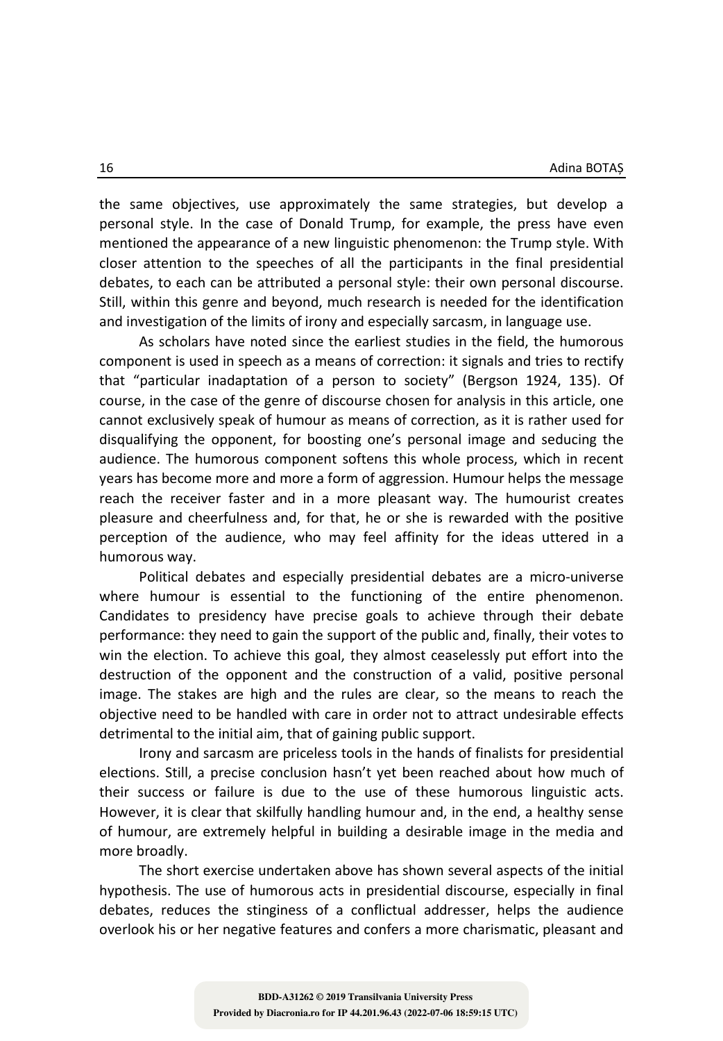the same objectives, use approximately the same strategies, but develop a personal style. In the case of Donald Trump, for example, the press have even mentioned the appearance of a new linguistic phenomenon: the Trump style. With closer attention to the speeches of all the participants in the final presidential debates, to each can be attributed a personal style: their own personal discourse. Still, within this genre and beyond, much research is needed for the identification and investigation of the limits of irony and especially sarcasm, in language use.

As scholars have noted since the earliest studies in the field, the humorous component is used in speech as a means of correction: it signals and tries to rectify that "particular inadaptation of a person to society" (Bergson 1924, 135). Of course, in the case of the genre of discourse chosen for analysis in this article, one cannot exclusively speak of humour as means of correction, as it is rather used for disqualifying the opponent, for boosting one's personal image and seducing the audience. The humorous component softens this whole process, which in recent years has become more and more a form of aggression. Humour helps the message reach the receiver faster and in a more pleasant way. The humourist creates pleasure and cheerfulness and, for that, he or she is rewarded with the positive perception of the audience, who may feel affinity for the ideas uttered in a humorous way.

Political debates and especially presidential debates are a micro-universe where humour is essential to the functioning of the entire phenomenon. Candidates to presidency have precise goals to achieve through their debate performance: they need to gain the support of the public and, finally, their votes to win the election. To achieve this goal, they almost ceaselessly put effort into the destruction of the opponent and the construction of a valid, positive personal image. The stakes are high and the rules are clear, so the means to reach the objective need to be handled with care in order not to attract undesirable effects detrimental to the initial aim, that of gaining public support.

Irony and sarcasm are priceless tools in the hands of finalists for presidential elections. Still, a precise conclusion hasn't yet been reached about how much of their success or failure is due to the use of these humorous linguistic acts. However, it is clear that skilfully handling humour and, in the end, a healthy sense of humour, are extremely helpful in building a desirable image in the media and more broadly.

The short exercise undertaken above has shown several aspects of the initial hypothesis. The use of humorous acts in presidential discourse, especially in final debates, reduces the stinginess of a conflictual addresser, helps the audience overlook his or her negative features and confers a more charismatic, pleasant and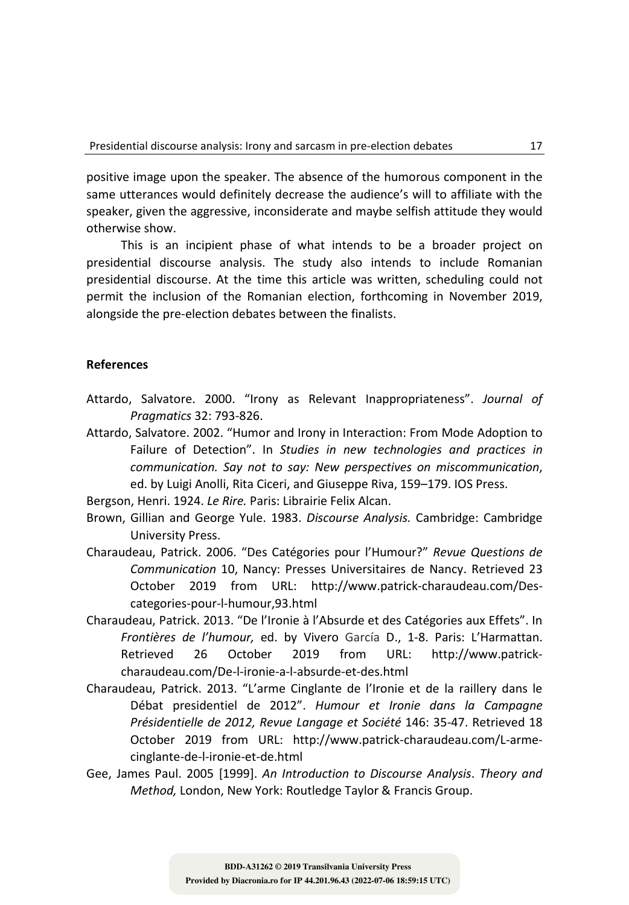positive image upon the speaker. The absence of the humorous component in the same utterances would definitely decrease the audience's will to affiliate with the speaker, given the aggressive, inconsiderate and maybe selfish attitude they would otherwise show.

This is an incipient phase of what intends to be a broader project on presidential discourse analysis. The study also intends to include Romanian presidential discourse. At the time this article was written, scheduling could not permit the inclusion of the Romanian election, forthcoming in November 2019, alongside the pre-election debates between the finalists.

## References

Attardo, Salvatore. 2000. "Irony as Relevant Inappropriateness". *Journal of Pragmatics* 32: 793-826.

Attardo, Salvatore. 2002. "Humor and Irony in Interaction: From Mode Adoption to Failure of Detection". In *Studies in new technologies and practices in communication. Say not to say: New perspectives on miscommunication*, ed. by Luigi Anolli, Rita Ciceri, and Giuseppe Riva, 159–179. IOS Press.

Bergson, Henri. 1924. *Le Rire.* Paris: Librairie Felix Alcan.

Brown, Gillian and George Yule. 1983. *Discourse Analysis.* Cambridge: Cambridge University Press.

Charaudeau, Patrick. 2006. "Des Catégories pour l'Humour?" *Revue Questions de Communication* 10, Nancy: Presses Universitaires de Nancy. Retrieved 23 October 2019 from URL: http://www.patrick-charaudeau.com/Des-categories-pour-l-humour,93.html

Charaudeau, Patrick. 2013. "De l'Ironie à l'Absurde et des Catégories aux Effets". In *Frontières de l'humour,* ed. by Vivero García D., 1-8. Paris: L'Harmattan. Retrieved 26 October 2019 from URL: http://www.patrick-charaudeau.com/De-l-ironie-a-l-absurde-et-des.html

Charaudeau, Patrick. 2013. "L'arme Cinglante de l'Ironie et de la raillery dans le Débat presidentiel de 2012". *Humour et Ironie dans la Campagne Présidentielle de 2012, Revue Langage et Société* 146: 35-47. Retrieved 18 October 2019 from URL: http://www.patrick-charaudeau.com/L-arme-cinglante-de-l-ironie-et-de.html

Gee, James Paul. 2005 [1999]. *An Introduction to Discourse Analysis*. *Theory and Method,* London, New York: Routledge Taylor & Francis Group.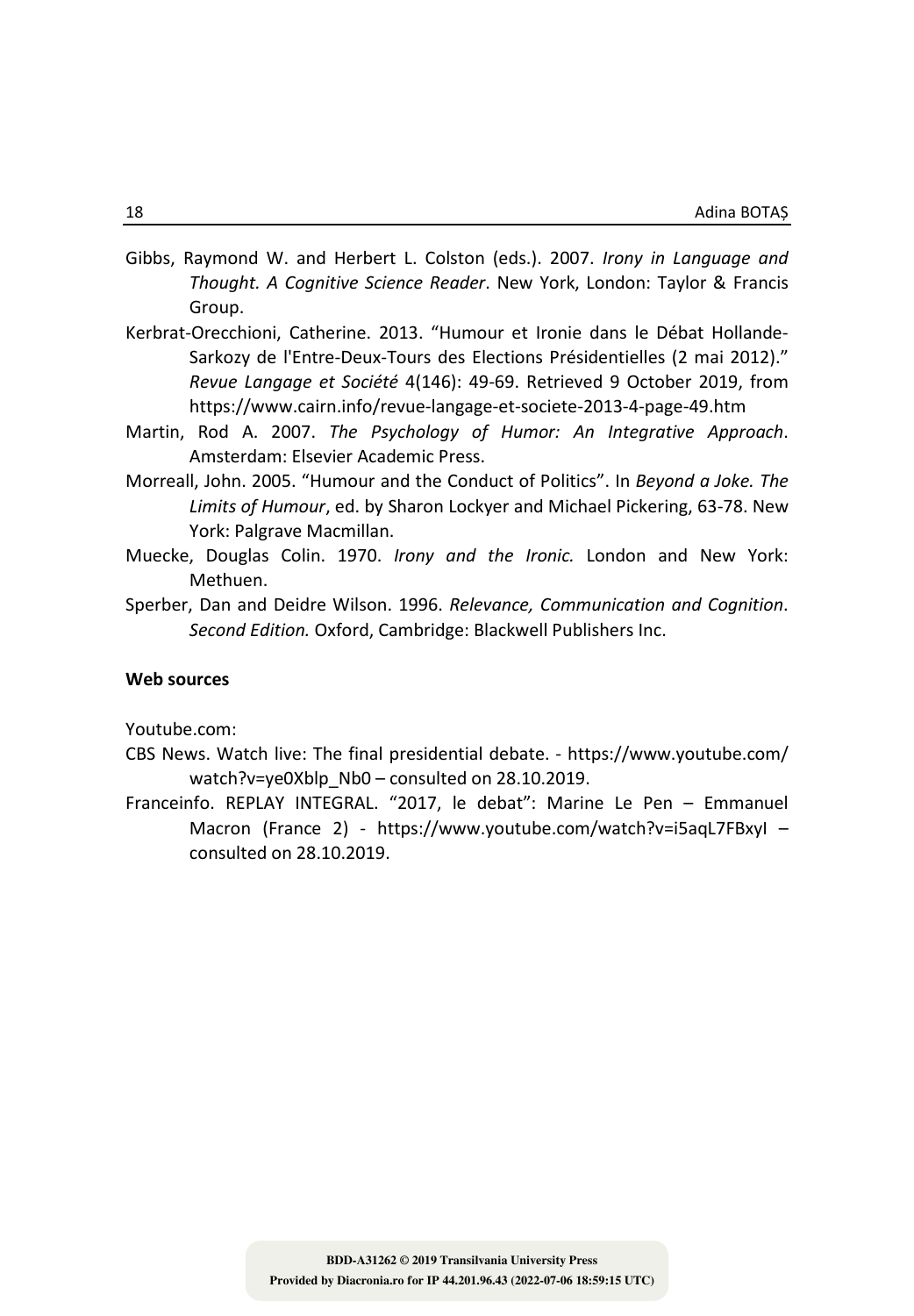Gibbs, Raymond W. and Herbert L. Colston (eds.). 2007. *Irony in Language and Thought. A Cognitive Science Reader*. New York, London: Taylor & Francis Group.

Kerbrat-Orecchioni, Catherine. 2013. "Humour et Ironie dans le Débat Hollande-Sarkozy de l'Entre-Deux-Tours des Elections Présidentielles (2 mai 2012)." *Revue Langage et Société* 4(146): 49-69. Retrieved 9 October 2019, from https://www.cairn.info/revue-langage-et-societe-2013-4-page-49.htm

Martin, Rod A. 2007. *The Psychology of Humor: An Integrative Approach*. Amsterdam: Elsevier Academic Press.

Morreall, John. 2005. "Humour and the Conduct of Politics". In *Beyond a Joke. The Limits of Humour*, ed. by Sharon Lockyer and Michael Pickering, 63-78. New York: Palgrave Macmillan.

Muecke, Douglas Colin. 1970. *Irony and the Ironic.* London and New York: Methuen.

Sperber, Dan and Deidre Wilson. 1996. *Relevance, Communication and Cognition. Second Edition.* Oxford, Cambridge: Blackwell Publishers Inc.

**Web sources**

Youtube.com:

CBS News. Watch live: The final presidential debate. - https://www.youtube.com/watch?v=ye0Xblp_Nb0 – consulted on 28.10.2019.

Franceinfo. REPLAY INTEGRAL. "2017, le debat": Marine Le Pen – Emmanuel Macron (France 2) - https://www.youtube.com/watch?v=i5aqL7FBxyI – consulted on 28.10.2019.